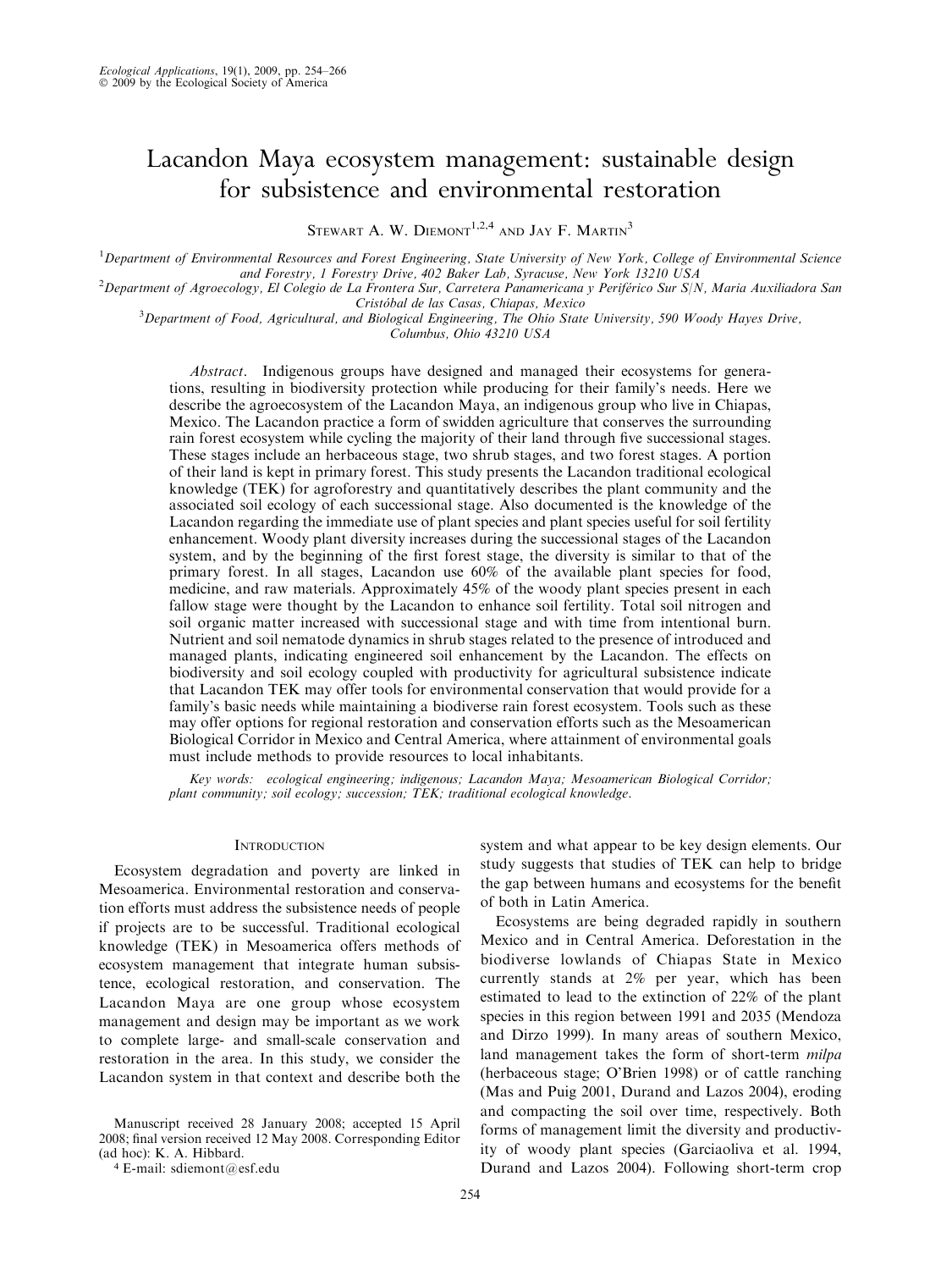# Lacandon Maya ecosystem management: sustainable design for subsistence and environmental restoration

Stewart A. W. Diemont[1,2,4] and Jay F. Martin[3]

[1]Department of Environmental Resources and Forest Engineering, State University of New York, College of Environmental Science and Forestry, 1 Forestry Drive, 402 Baker Lab, Syracuse, New York 13210 USA

[2]Department of Agroecology, El Colegio de La Frontera Sur, Carretera Panamericana y Periférico Sur S/N, Maria Auxiliadora San Cristóbal de las Casas, Chiapas, Mexico

[3]Department of Food, Agricultural, and Biological Engineering, The Ohio State University, 590 Woody Hayes Drive, Columbus, Ohio 43210 USA

*Abstract*. Indigenous groups have designed and managed their ecosystems for generations, resulting in biodiversity protection while producing for their family's needs. Here we describe the agroecosystem of the Lacandon Maya, an indigenous group who live in Chiapas, Mexico. The Lacandon practice a form of swidden agriculture that conserves the surrounding rain forest ecosystem while cycling the majority of their land through five successional stages. These stages include an herbaceous stage, two shrub stages, and two forest stages. A portion of their land is kept in primary forest. This study presents the Lacandon traditional ecological knowledge (TEK) for agroforestry and quantitatively describes the plant community and the associated soil ecology of each successional stage. Also documented is the knowledge of the Lacandon regarding the immediate use of plant species and plant species useful for soil fertility enhancement. Woody plant diversity increases during the successional stages of the Lacandon system, and by the beginning of the first forest stage, the diversity is similar to that of the primary forest. In all stages, Lacandon use 60% of the available plant species for food, medicine, and raw materials. Approximately 45% of the woody plant species present in each fallow stage were thought by the Lacandon to enhance soil fertility. Total soil nitrogen and soil organic matter increased with successional stage and with time from intentional burn. Nutrient and soil nematode dynamics in shrub stages related to the presence of introduced and managed plants, indicating engineered soil enhancement by the Lacandon. The effects on biodiversity and soil ecology coupled with productivity for agricultural subsistence indicate that Lacandon TEK may offer tools for environmental conservation that would provide for a family's basic needs while maintaining a biodiverse rain forest ecosystem. Tools such as these may offer options for regional restoration and conservation efforts such as the Mesoamerican Biological Corridor in Mexico and Central America, where attainment of environmental goals must include methods to provide resources to local inhabitants.

*Key words: ecological engineering; indigenous; Lacandon Maya; Mesoamerican Biological Corridor; plant community; soil ecology; succession; TEK; traditional ecological knowledge.*

## Introduction

Ecosystem degradation and poverty are linked in Mesoamerica. Environmental restoration and conservation efforts must address the subsistence needs of people if projects are to be successful. Traditional ecological knowledge (TEK) in Mesoamerica offers methods of ecosystem management that integrate human subsistence, ecological restoration, and conservation. The Lacandon Maya are one group whose ecosystem management and design may be important as we work to complete large- and small-scale conservation and restoration in the area. In this study, we consider the Lacandon system in that context and describe both the system and what appear to be key design elements. Our study suggests that studies of TEK can help to bridge the gap between humans and ecosystems for the benefit of both in Latin America.

Ecosystems are being degraded rapidly in southern Mexico and in Central America. Deforestation in the biodiverse lowlands of Chiapas State in Mexico currently stands at 2% per year, which has been estimated to lead to the extinction of 22% of the plant species in this region between 1991 and 2035 (Mendoza and Dirzo 1999). In many areas of southern Mexico, land management takes the form of short-term *milpa* (herbaceous stage; O'Brien 1998) or of cattle ranching (Mas and Puig 2001, Durand and Lazos 2004), eroding and compacting the soil over time, respectively. Both forms of management limit the diversity and productivity of woody plant species (Garciaoliva et al. 1994, Durand and Lazos 2004). Following short-term crop

Manuscript received 28 January 2008; accepted 15 April 2008; final version received 12 May 2008. Corresponding Editor (ad hoc): K. A. Hibbard.

[4] E-mail: sdiemont@esf.edu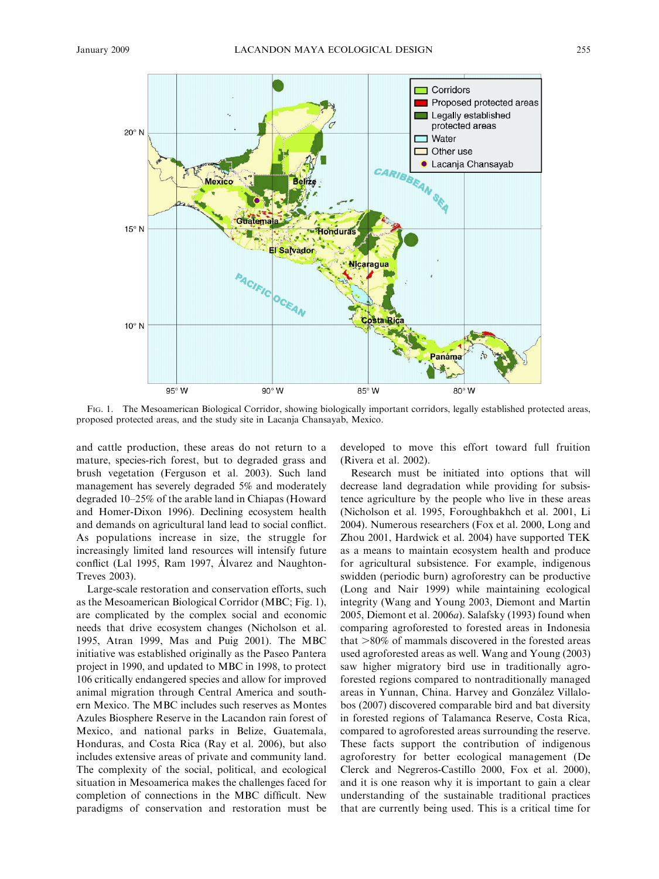Fig. 1. The Mesoamerican Biological Corridor, showing biologically important corridors, legally established protected areas, proposed protected areas, and the study site in Lacanja Chansayab, Mexico.

and cattle production, these areas do not return to a mature, species-rich forest, but to degraded grass and brush vegetation (Ferguson et al. 2003). Such land management has severely degraded 5% and moderately degraded 10–25% of the arable land in Chiapas (Howard and Homer-Dixon 1996). Declining ecosystem health and demands on agricultural land lead to social conflict. As populations increase in size, the struggle for increasingly limited land resources will intensify future conflict (Lal 1995, Ram 1997, Álvarez and Naughton-Treves 2003).

Large-scale restoration and conservation efforts, such as the Mesoamerican Biological Corridor (MBC; Fig. 1), are complicated by the complex social and economic needs that drive ecosystem changes (Nicholson et al. 1995, Atran 1999, Mas and Puig 2001). The MBC initiative was established originally as the Paseo Pantera project in 1990, and updated to MBC in 1998, to protect 106 critically endangered species and allow for improved animal migration through Central America and southern Mexico. The MBC includes such reserves as Montes Azules Biosphere Reserve in the Lacandon rain forest of Mexico, and national parks in Belize, Guatemala, Honduras, and Costa Rica (Ray et al. 2006), but also includes extensive areas of private and community land. The complexity of the social, political, and ecological situation in Mesoamerica makes the challenges faced for completion of connections in the MBC difficult. New paradigms of conservation and restoration must be developed to move this effort toward full fruition (Rivera et al. 2002).

Research must be initiated into options that will decrease land degradation while providing for subsistence agriculture by the people who live in these areas (Nicholson et al. 1995, Foroughbakhch et al. 2001, Li 2004). Numerous researchers (Fox et al. 2000, Long and Zhou 2001, Hardwick et al. 2004) have supported TEK as a means to maintain ecosystem health and produce for agricultural subsistence. For example, indigenous swidden (periodic burn) agroforestry can be productive (Long and Nair 1999) while maintaining ecological integrity (Wang and Young 2003, Diemont and Martin 2005, Diemont et al. 2006*a*). Salafsky (1993) found when comparing agroforested to forested areas in Indonesia that >80% of mammals discovered in the forested areas used agroforested areas as well. Wang and Young (2003) saw higher migratory bird use in traditionally agroforested regions compared to nontraditionally managed areas in Yunnan, China. Harvey and González Villalobos (2007) discovered comparable bird and bat diversity in forested regions of Talamanca Reserve, Costa Rica, compared to agroforested areas surrounding the reserve. These facts support the contribution of indigenous agroforestry for better ecological management (De Clerck and Negreros-Castillo 2000, Fox et al. 2000), and it is one reason why it is important to gain a clear understanding of the sustainable traditional practices that are currently being used. This is a critical time for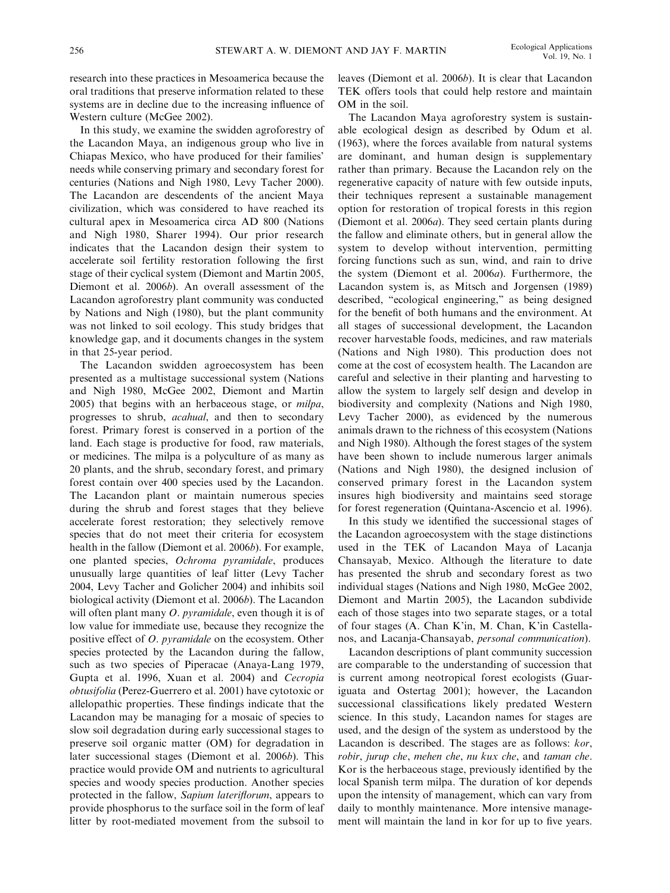research into these practices in Mesoamerica because the oral traditions that preserve information related to these systems are in decline due to the increasing influence of Western culture (McGee 2002).

In this study, we examine the swidden agroforestry of the Lacandon Maya, an indigenous group who live in Chiapas Mexico, who have produced for their families' needs while conserving primary and secondary forest for centuries (Nations and Nigh 1980, Levy Tacher 2000). The Lacandon are descendents of the ancient Maya civilization, which was considered to have reached its cultural apex in Mesoamerica circa AD 800 (Nations and Nigh 1980, Sharer 1994). Our prior research indicates that the Lacandon design their system to accelerate soil fertility restoration following the first stage of their cyclical system (Diemont and Martin 2005, Diemont et al. 2006*b*). An overall assessment of the Lacandon agroforestry plant community was conducted by Nations and Nigh (1980), but the plant community was not linked to soil ecology. This study bridges that knowledge gap, and it documents changes in the system in that 25-year period.

The Lacandon swidden agroecosystem has been presented as a multistage successional system (Nations and Nigh 1980, McGee 2002, Diemont and Martin 2005) that begins with an herbaceous stage, or *milpa*, progresses to shrub, *acahual*, and then to secondary forest. Primary forest is conserved in a portion of the land. Each stage is productive for food, raw materials, or medicines. The milpa is a polyculture of as many as 20 plants, and the shrub, secondary forest, and primary forest contain over 400 species used by the Lacandon. The Lacandon plant or maintain numerous species during the shrub and forest stages that they believe accelerate forest restoration; they selectively remove species that do not meet their criteria for ecosystem health in the fallow (Diemont et al. 2006*b*). For example, one planted species, *Ochroma pyramidale*, produces unusually large quantities of leaf litter (Levy Tacher 2004, Levy Tacher and Golicher 2004) and inhibits soil biological activity (Diemont et al. 2006*b*). The Lacandon will often plant many *O. pyramidale*, even though it is of low value for immediate use, because they recognize the positive effect of *O. pyramidale* on the ecosystem. Other species protected by the Lacandon during the fallow, such as two species of Piperacae (Anaya-Lang 1979, Gupta et al. 1996, Xuan et al. 2004) and *Cecropia obtusifolia* (Perez-Guerrero et al. 2001) have cytotoxic or allelopathic properties. These findings indicate that the Lacandon may be managing for a mosaic of species to slow soil degradation during early successional stages to preserve soil organic matter (OM) for degradation in later successional stages (Diemont et al. 2006*b*). This practice would provide OM and nutrients to agricultural species and woody species production. Another species protected in the fallow, *Sapium lateriflorum*, appears to provide phosphorus to the surface soil in the form of leaf litter by root-mediated movement from the subsoil to leaves (Diemont et al. 2006*b*). It is clear that Lacandon TEK offers tools that could help restore and maintain OM in the soil.

The Lacandon Maya agroforestry system is sustainable ecological design as described by Odum et al. (1963), where the forces available from natural systems are dominant, and human design is supplementary rather than primary. Because the Lacandon rely on the regenerative capacity of nature with few outside inputs, their techniques represent a sustainable management option for restoration of tropical forests in this region (Diemont et al. 2006*a*). They seed certain plants during the fallow and eliminate others, but in general allow the system to develop without intervention, permitting forcing functions such as sun, wind, and rain to drive the system (Diemont et al. 2006*a*). Furthermore, the Lacandon system is, as Mitsch and Jorgensen (1989) described, "ecological engineering," as being designed for the benefit of both humans and the environment. At all stages of successional development, the Lacandon recover harvestable foods, medicines, and raw materials (Nations and Nigh 1980). This production does not come at the cost of ecosystem health. The Lacandon are careful and selective in their planting and harvesting to allow the system to largely self design and develop in biodiversity and complexity (Nations and Nigh 1980, Levy Tacher 2000), as evidenced by the numerous animals drawn to the richness of this ecosystem (Nations and Nigh 1980). Although the forest stages of the system have been shown to include numerous larger animals (Nations and Nigh 1980), the designed inclusion of conserved primary forest in the Lacandon system insures high biodiversity and maintains seed storage for forest regeneration (Quintana-Ascencio et al. 1996).

In this study we identified the successional stages of the Lacandon agroecosystem with the stage distinctions used in the TEK of Lacandon Maya of Lacanja Chansayab, Mexico. Although the literature to date has presented the shrub and secondary forest as two individual stages (Nations and Nigh 1980, McGee 2002, Diemont and Martin 2005), the Lacandon subdivide each of those stages into two separate stages, or a total of four stages (A. Chan K'in, M. Chan, K'in Castellanos, and Lacanja-Chansayab, *personal communication*).

Lacandon descriptions of plant community succession are comparable to the understanding of succession that is current among neotropical forest ecologists (Guariguata and Ostertag 2001); however, the Lacandon successional classifications likely predated Western science. In this study, Lacandon names for stages are used, and the design of the system as understood by the Lacandon is described. The stages are as follows: *kor*, *robir*, *jurup che*, *mehen che*, *nu kux che*, and *taman che*. Kor is the herbaceous stage, previously identified by the local Spanish term milpa. The duration of kor depends upon the intensity of management, which can vary from daily to monthly maintenance. More intensive management will maintain the land in kor for up to five years.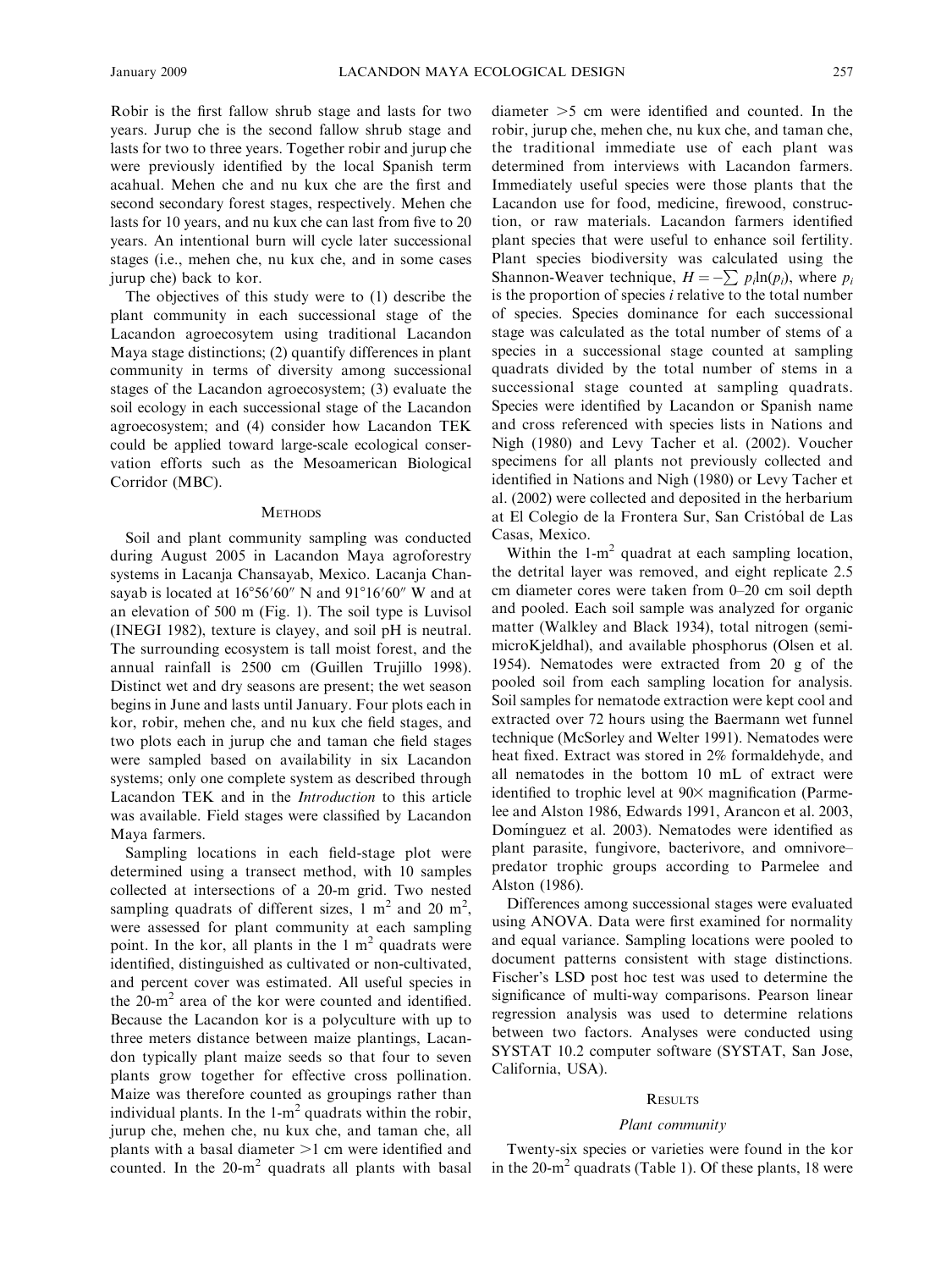Robir is the first fallow shrub stage and lasts for two years. Jurup che is the second fallow shrub stage and lasts for two to three years. Together robir and jurup che were previously identified by the local Spanish term acahual. Mehen che and nu kux che are the first and second secondary forest stages, respectively. Mehen che lasts for 10 years, and nu kux che can last from five to 20 years. An intentional burn will cycle later successional stages (i.e., mehen che, nu kux che, and in some cases jurup che) back to kor.

The objectives of this study were to (1) describe the plant community in each successional stage of the Lacandon agroecosytem using traditional Lacandon Maya stage distinctions; (2) quantify differences in plant community in terms of diversity among successional stages of the Lacandon agroecosystem; (3) evaluate the soil ecology in each successional stage of the Lacandon agroecosystem; and (4) consider how Lacandon TEK could be applied toward large-scale ecological conservation efforts such as the Mesoamerican Biological Corridor (MBC).

## Methods

Soil and plant community sampling was conducted during August 2005 in Lacandon Maya agroforestry systems in Lacanja Chansayab, Mexico. Lacanja Chansayab is located at 16°56′60″ N and 91°16′60″ W and at an elevation of 500 m (Fig. 1). The soil type is Luvisol (INEGI 1982), texture is clayey, and soil pH is neutral. The surrounding ecosystem is tall moist forest, and the annual rainfall is 2500 cm (Guillen Trujillo 1998). Distinct wet and dry seasons are present; the wet season begins in June and lasts until January. Four plots each in kor, robir, mehen che, and nu kux che field stages, and two plots each in jurup che and taman che field stages were sampled based on availability in six Lacandon systems; only one complete system as described through Lacandon TEK and in the *Introduction* to this article was available. Field stages were classified by Lacandon Maya farmers.

Sampling locations in each field-stage plot were determined using a transect method, with 10 samples collected at intersections of a 20-m grid. Two nested sampling quadrats of different sizes, 1 $m^2$ and 20 $m^2$, were assessed for plant community at each sampling point. In the kor, all plants in the 1 $m^2$ quadrats were identified, distinguished as cultivated or non-cultivated, and percent cover was estimated. All useful species in the 20-$m^2$ area of the kor were counted and identified. Because the Lacandon kor is a polyculture with up to three meters distance between maize plantings, Lacandon typically plant maize seeds so that four to seven plants grow together for effective cross pollination. Maize was therefore counted as groupings rather than individual plants. In the 1-$m^2$ quadrats within the robir, jurup che, mehen che, nu kux che, and taman che, all plants with a basal diameter >1 cm were identified and counted. In the 20-$m^2$ quadrats all plants with basal diameter >5 cm were identified and counted. In the robir, jurup che, mehen che, nu kux che, and taman che, the traditional immediate use of each plant was determined from interviews with Lacandon farmers. Immediately useful species were those plants that the Lacandon use for food, medicine, firewood, construction, or raw materials. Lacandon farmers identified plant species that were useful to enhance soil fertility. Plant species biodiversity was calculated using the Shannon-Weaver technique, $H = -\sum p_i \ln(p_i)$, where $p_i$ is the proportion of species $i$ relative to the total number of species. Species dominance for each successional stage was calculated as the total number of stems of a species in a successional stage counted at sampling quadrats divided by the total number of stems in a successional stage counted at sampling quadrats. Species were identified by Lacandon or Spanish name and cross referenced with species lists in Nations and Nigh (1980) and Levy Tacher et al. (2002). Voucher specimens for all plants not previously collected and identified in Nations and Nigh (1980) or Levy Tacher et al. (2002) were collected and deposited in the herbarium at El Colegio de la Frontera Sur, San Cristóbal de Las Casas, Mexico.

Within the 1-$m^2$ quadrat at each sampling location, the detrital layer was removed, and eight replicate 2.5 cm diameter cores were taken from 0–20 cm soil depth and pooled. Each soil sample was analyzed for organic matter (Walkley and Black 1934), total nitrogen (semi-microKjeldhal), and available phosphorus (Olsen et al. 1954). Nematodes were extracted from 20 g of the pooled soil from each sampling location for analysis. Soil samples for nematode extraction were kept cool and extracted over 72 hours using the Baermann wet funnel technique (McSorley and Welter 1991). Nematodes were heat fixed. Extract was stored in 2% formaldehyde, and all nematodes in the bottom 10 mL of extract were identified to trophic level at 90× magnification (Parmelee and Alston 1986, Edwards 1991, Arancon et al. 2003, Domínguez et al. 2003). Nematodes were identified as plant parasite, fungivore, bacterivore, and omnivore–predator trophic groups according to Parmelee and Alston (1986).

Differences among successional stages were evaluated using ANOVA. Data were first examined for normality and equal variance. Sampling locations were pooled to document patterns consistent with stage distinctions. Fischer's LSD post hoc test was used to determine the significance of multi-way comparisons. Pearson linear regression analysis was used to determine relations between two factors. Analyses were conducted using SYSTAT 10.2 computer software (SYSTAT, San Jose, California, USA).

## Results

### *Plant community*

Twenty-six species or varieties were found in the kor in the 20-$m^2$ quadrats (Table 1). Of these plants, 18 were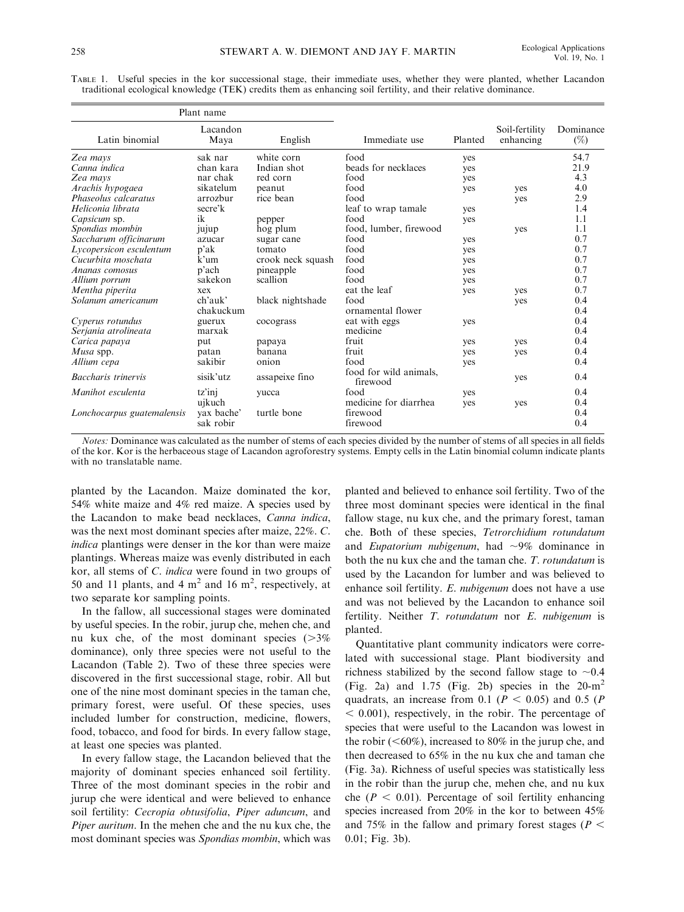TABLE 1. Useful species in the kor successional stage, their immediate uses, whether they were planted, whether Lacandon traditional ecological knowledge (TEK) credits them as enhancing soil fertility, and their relative dominance.

| Plant name | | | | | | |
|---|---|---|---|---|---|---|
| Latin binomial | Lacandon Maya | English | Immediate use | Planted | Soil-fertility enhancing | Dominance (%) |
| *Zea mays* | sak nar | white corn | food | yes | | 54.7 |
| *Canna indica* | chan kara | Indian shot | beads for necklaces | yes | | 21.9 |
| *Zea mays* | nar chak | red corn | food | yes | | 4.3 |
| *Arachis hypogaea* | sikatelum | peanut | food | yes | yes | 4.0 |
| *Phaseolus calcaratus* | arrozbur | rice bean | food | | yes | 2.9 |
| *Heliconia librata* | secre'k | | leaf to wrap tamale | yes | | 1.4 |
| *Capsicum* sp. | ik | pepper | food | yes | | 1.1 |
| *Spondias mombin* | jujup | hog plum | food, lumber, firewood | | yes | 1.1 |
| *Saccharum officinarum* | azucar | sugar cane | food | yes | | 0.7 |
| *Lycopersicon esculentum* | p'ak | tomato | food | yes | | 0.7 |
| *Cucurbita moschata* | k'um | crook neck squash | food | yes | | 0.7 |
| *Ananas comosus* | p'ach | pineapple | food | yes | | 0.7 |
| *Allium porrum* | sakekon | scallion | food | yes | | 0.7 |
| *Mentha piperita* | xex | | eat the leaf | yes | yes | 0.7 |
| *Solanum americanum* | ch'auk' | black nightshade | food | | yes | 0.4 |
| | chakuckum | | ornamental flower | | | 0.4 |
| *Cyperus rotundus* | guerux | cocograss | eat with eggs | yes | | 0.4 |
| *Serjania atrolineata* | marxak | | medicine | | | 0.4 |
| *Carica papaya* | put | papaya | fruit | yes | yes | 0.4 |
| *Musa* spp. | patan | banana | fruit | yes | yes | 0.4 |
| *Allium cepa* | sakibir | onion | food | yes | | 0.4 |
| *Baccharis trinervis* | sisik'utz | assapeixe fino | food for wild animals, firewood | | yes | 0.4 |
| *Manihot esculenta* | tz'inj | yucca | food | yes | | 0.4 |
| | ujkuch | | medicine for diarrhea | yes | yes | 0.4 |
| *Lonchocarpus guatemalensis* | yax bache' | turtle bone | firewood | | | 0.4 |
| | sak robir | | firewood | | | 0.4 |

*Notes:* Dominance was calculated as the number of stems of each species divided by the number of stems of all species in all fields of the kor. Kor is the herbaceous stage of Lacandon agroforestry systems. Empty cells in the Latin binomial column indicate plants with no translatable name.

planted by the Lacandon. Maize dominated the kor, 54% white maize and 4% red maize. A species used by the Lacandon to make bead necklaces, *Canna indica*, was the next most dominant species after maize, 22%. *C. indica* plantings were denser in the kor than were maize plantings. Whereas maize was evenly distributed in each kor, all stems of *C. indica* were found in two groups of 50 and 11 plants, and 4 $m^2$ and 16 $m^2$, respectively, at two separate kor sampling points.

In the fallow, all successional stages were dominated by useful species. In the robir, jurup che, mehen che, and nu kux che, of the most dominant species (>3% dominance), only three species were not useful to the Lacandon (Table 2). Two of these three species were discovered in the first successional stage, robir. All but one of the nine most dominant species in the taman che, primary forest, were useful. Of these species, uses included lumber for construction, medicine, flowers, food, tobacco, and food for birds. In every fallow stage, at least one species was planted.

In every fallow stage, the Lacandon believed that the majority of dominant species enhanced soil fertility. Three of the most dominant species in the robir and jurup che were identical and were believed to enhance soil fertility: *Cecropia obtusifolia*, *Piper aduncum*, and *Piper auritum*. In the mehen che and the nu kux che, the most dominant species was *Spondias mombin*, which was planted and believed to enhance soil fertility. Two of the three most dominant species were identical in the final fallow stage, nu kux che, and the primary forest, taman che. Both of these species, *Tetrorchidium rotundatum* and *Eupatorium nubigenum*, had ~9% dominance in both the nu kux che and the taman che. *T. rotundatum* is used by the Lacandon for lumber and was believed to enhance soil fertility. *E. nubigenum* does not have a use and was not believed by the Lacandon to enhance soil fertility. Neither *T. rotundatum* nor *E. nubigenum* is planted.

Quantitative plant community indicators were correlated with successional stage. Plant biodiversity and richness stabilized by the second fallow stage to ~0.4 (Fig. 2a) and 1.75 (Fig. 2b) species in the 20-$m^2$ quadrats, an increase from 0.1 ($P < 0.05$) and 0.5 ($P < 0.001$), respectively, in the robir. The percentage of species that were useful to the Lacandon was lowest in the robir (<60%), increased to 80% in the jurup che, and then decreased to 65% in the nu kux che and taman che (Fig. 3a). Richness of useful species was statistically less in the robir than the jurup che, mehen che, and nu kux che ($P < 0.01$). Percentage of soil fertility enhancing species increased from 20% in the kor to between 45% and 75% in the fallow and primary forest stages ($P < 0.01$; Fig. 3b).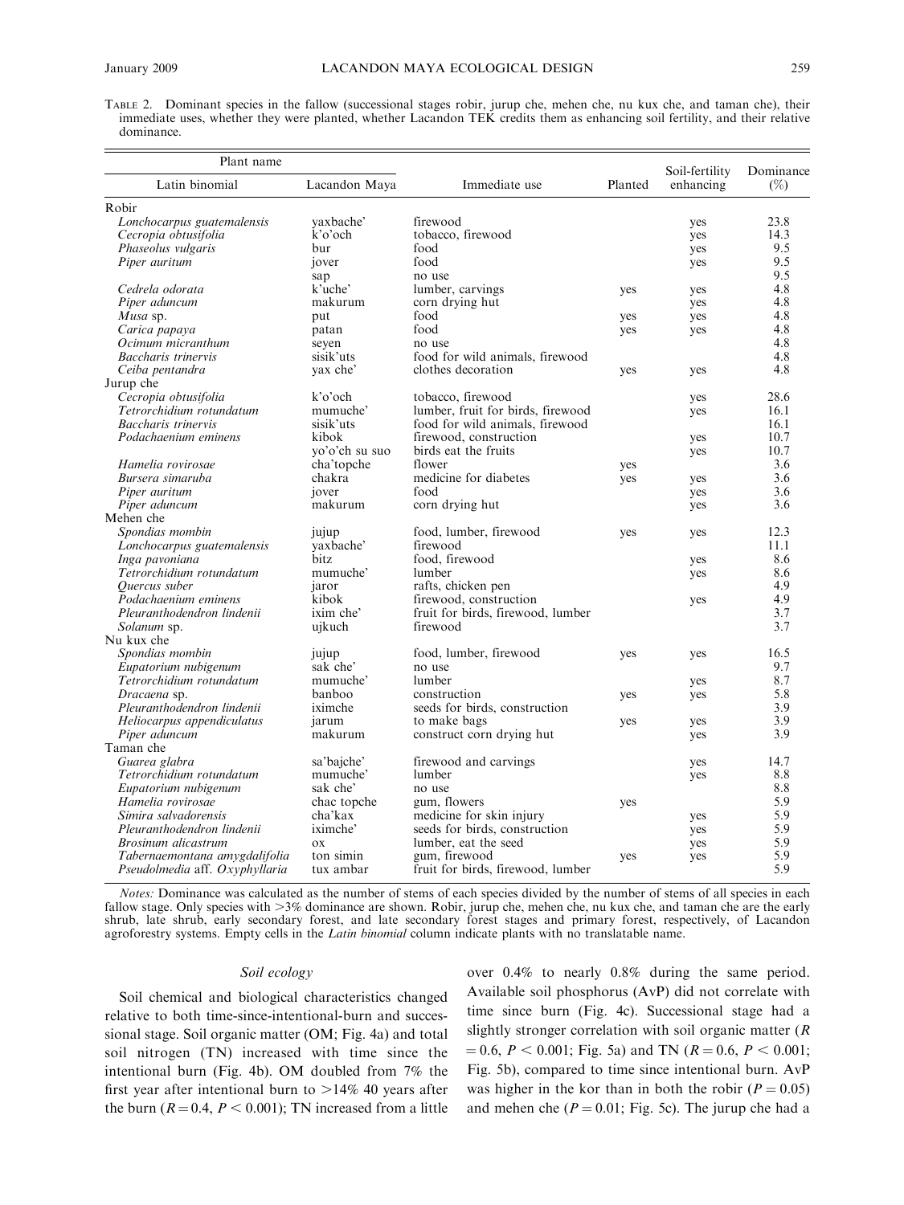TABLE 2. Dominant species in the fallow (successional stages robir, jurup che, mehen che, nu kux che, and taman che), their immediate uses, whether they were planted, whether Lacandon TEK credits them as enhancing soil fertility, and their relative dominance.

| Plant name | | Immediate use | Planted | Soil-fertility enhancing | Dominance (%) |
|---|---|---|---|---|---|
| Latin binomial | Lacandon Maya | | | | |
| Robir | | | | | |
| *Lonchocarpus guatemalensis* | yaxbache' | firewood | | yes | 23.8 |
| *Cecropia obtusifolia* | k'o'och | tobacco, firewood | | yes | 14.3 |
| *Phaseolus vulgaris* | bur | food | | yes | 9.5 |
| *Piper auritum* | jover | food | | yes | 9.5 |
| | sap | no use | | | 9.5 |
| *Cedrela odorata* | k'uche' | lumber, carvings | yes | yes | 4.8 |
| *Piper aduncum* | makurum | corn drying hut | | yes | 4.8 |
| *Musa* sp. | put | food | yes | yes | 4.8 |
| *Carica papaya* | patan | food | yes | yes | 4.8 |
| *Ocimum micranthum* | seyen | no use | | | 4.8 |
| *Baccharis trinervis* | sisik'uts | food for wild animals, firewood | | | 4.8 |
| *Ceiba pentandra* | yax che' | clothes decoration | yes | yes | 4.8 |
| Jurup che | | | | | |
| *Cecropia obtusifolia* | k'o'och | tobacco, firewood | | yes | 28.6 |
| *Tetrorchidium rotundatum* | mumuche' | lumber, fruit for birds, firewood | | yes | 16.1 |
| *Baccharis trinervis* | sisik'uts | food for wild animals, firewood | | | 16.1 |
| *Podachaenium eminens* | kibok | firewood, construction | | yes | 10.7 |
| | yo'o'ch su suo | birds eat the fruits | | yes | 10.7 |
| *Hamelia rovirosae* | cha'topche | flower | yes | | 3.6 |
| *Bursera simaruba* | chakra | medicine for diabetes | yes | yes | 3.6 |
| *Piper auritum* | jover | food | | yes | 3.6 |
| *Piper aduncum* | makurum | corn drying hut | | yes | 3.6 |
| Mehen che | | | | | |
| *Spondias mombin* | jujup | food, lumber, firewood | yes | yes | 12.3 |
| *Lonchocarpus guatemalensis* | yaxbache' | firewood | | | 11.1 |
| *Inga pavoniana* | bitz | food, firewood | | yes | 8.6 |
| *Tetrorchidium rotundatum* | mumuche' | lumber | | yes | 8.6 |
| *Quercus suber* | jaror | rafts, chicken pen | | | 4.9 |
| *Podachaenium eminens* | kibok | firewood, construction | | yes | 4.9 |
| *Pleuranthodendron lindenii* | ixim che' | fruit for birds, firewood, lumber | | | 3.7 |
| *Solanum* sp. | ujkuch | firewood | | | 3.7 |
| Nu kux che | | | | | |
| *Spondias mombin* | jujup | food, lumber, firewood | yes | yes | 16.5 |
| *Eupatorium nubigenum* | sak che' | no use | | | 9.7 |
| *Tetrorchidium rotundatum* | mumuche' | lumber | | yes | 8.7 |
| *Dracaena* sp. | banboo | construction | yes | yes | 5.8 |
| *Pleuranthodendron lindenii* | iximche | seeds for birds, construction | | | 3.9 |
| *Heliocarpus appendiculatus* | jarum | to make bags | yes | yes | 3.9 |
| *Piper aduncum* | makurum | construct corn drying hut | | yes | 3.9 |
| Taman che | | | | | |
| *Guarea glabra* | sa'bajche' | firewood and carvings | | yes | 14.7 |
| *Tetrorchidium rotundatum* | mumuche' | lumber | | yes | 8.8 |
| *Eupatorium nubigenum* | sak che' | no use | | | 8.8 |
| *Hamelia rovirosae* | chac topche | gum, flowers | yes | | 5.9 |
| *Simira salvadorensis* | cha'kax | medicine for skin injury | | yes | 5.9 |
| *Pleuranthodendron lindenii* | iximche' | seeds for birds, construction | | yes | 5.9 |
| *Brosinum alicastrum* | ox | lumber, eat the seed | | yes | 5.9 |
| *Tabernaemontana amygdalifolia* | ton simin | gum, firewood | yes | yes | 5.9 |
| *Pseudolmedia* aff. *Oxyphyllaria* | tux ambar | fruit for birds, firewood, lumber | | | 5.9 |

*Notes:* Dominance was calculated as the number of stems of each species divided by the number of stems of all species in each fallow stage. Only species with >3% dominance are shown. Robir, jurup che, mehen che, nu kux che, and taman che are the early shrub, late shrub, early secondary forest, late secondary forest stages and primary forest, respectively, of Lacandon agroforestry systems. Empty cells in the *Latin binomial* column indicate plants with no translatable name.

### *Soil ecology*

Soil chemical and biological characteristics changed relative to both time-since-intentional-burn and successional stage. Soil organic matter (OM; Fig. 4a) and total soil nitrogen (TN) increased with time since the intentional burn (Fig. 4b). OM doubled from 7% the first year after intentional burn to >14% 40 years after the burn ($R = 0.4$, $P < 0.001$); TN increased from a little over 0.4% to nearly 0.8% during the same period. Available soil phosphorus (AvP) did not correlate with time since burn (Fig. 4c). Successional stage had a slightly stronger correlation with soil organic matter ($R = 0.6$, $P < 0.001$; Fig. 5a) and TN ($R = 0.6$, $P < 0.001$; Fig. 5b), compared to time since intentional burn. AvP was higher in the kor than in both the robir ($P = 0.05$) and mehen che ($P = 0.01$; Fig. 5c). The jurup che had a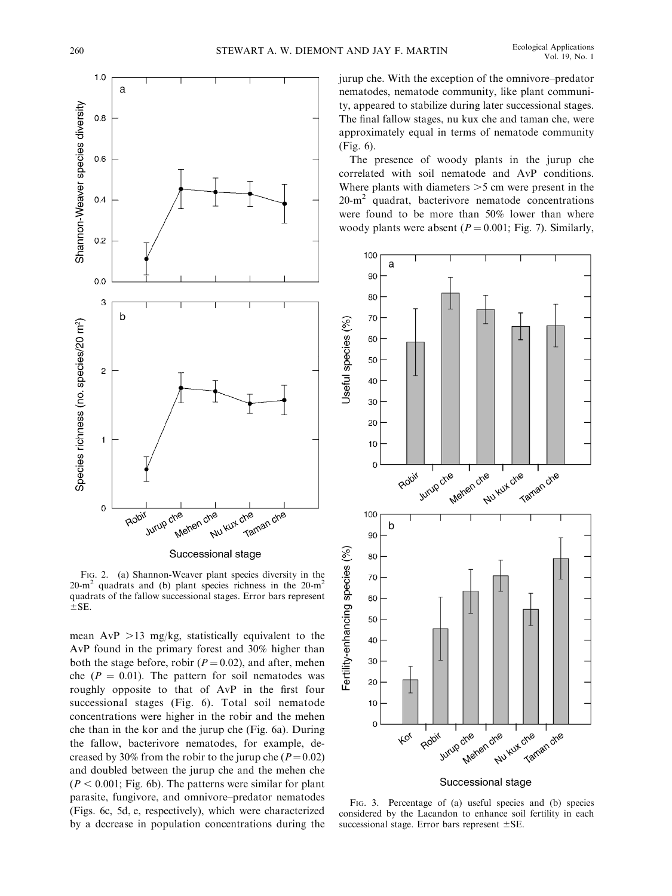FIG. 2. (a) Shannon-Weaver plant species diversity in the 20-m$^2$ quadrats and (b) plant species richness in the 20-m$^2$ quadrats of the fallow successional stages. Error bars represent ±SE.

mean AvP >13 mg/kg, statistically equivalent to the AvP found in the primary forest and 30% higher than both the stage before, robir ($P = 0.02$), and after, mehen che ($P = 0.01$). The pattern for soil nematodes was roughly opposite to that of AvP in the first four successional stages (Fig. 6). Total soil nematode concentrations were higher in the robir and the mehen che than in the kor and the jurup che (Fig. 6a). During the fallow, bacterivore nematodes, for example, decreased by 30% from the robir to the jurup che ($P = 0.02$) and doubled between the jurup che and the mehen che ($P < 0.001$; Fig. 6b). The patterns were similar for plant parasite, fungivore, and omnivore–predator nematodes (Figs. 6c, 5d, e, respectively), which were characterized by a decrease in population concentrations during the jurup che. With the exception of the omnivore–predator nematodes, nematode community, like plant community, appeared to stabilize during later successional stages. The final fallow stages, nu kux che and taman che, were approximately equal in terms of nematode community (Fig. 6).

The presence of woody plants in the jurup che correlated with soil nematode and AvP conditions. Where plants with diameters >5 cm were present in the 20-m$^2$ quadrat, bacterivore nematode concentrations were found to be more than 50% lower than where woody plants were absent ($P = 0.001$; Fig. 7). Similarly,

FIG. 3. Percentage of (a) useful species and (b) species considered by the Lacandon to enhance soil fertility in each successional stage. Error bars represent ±SE.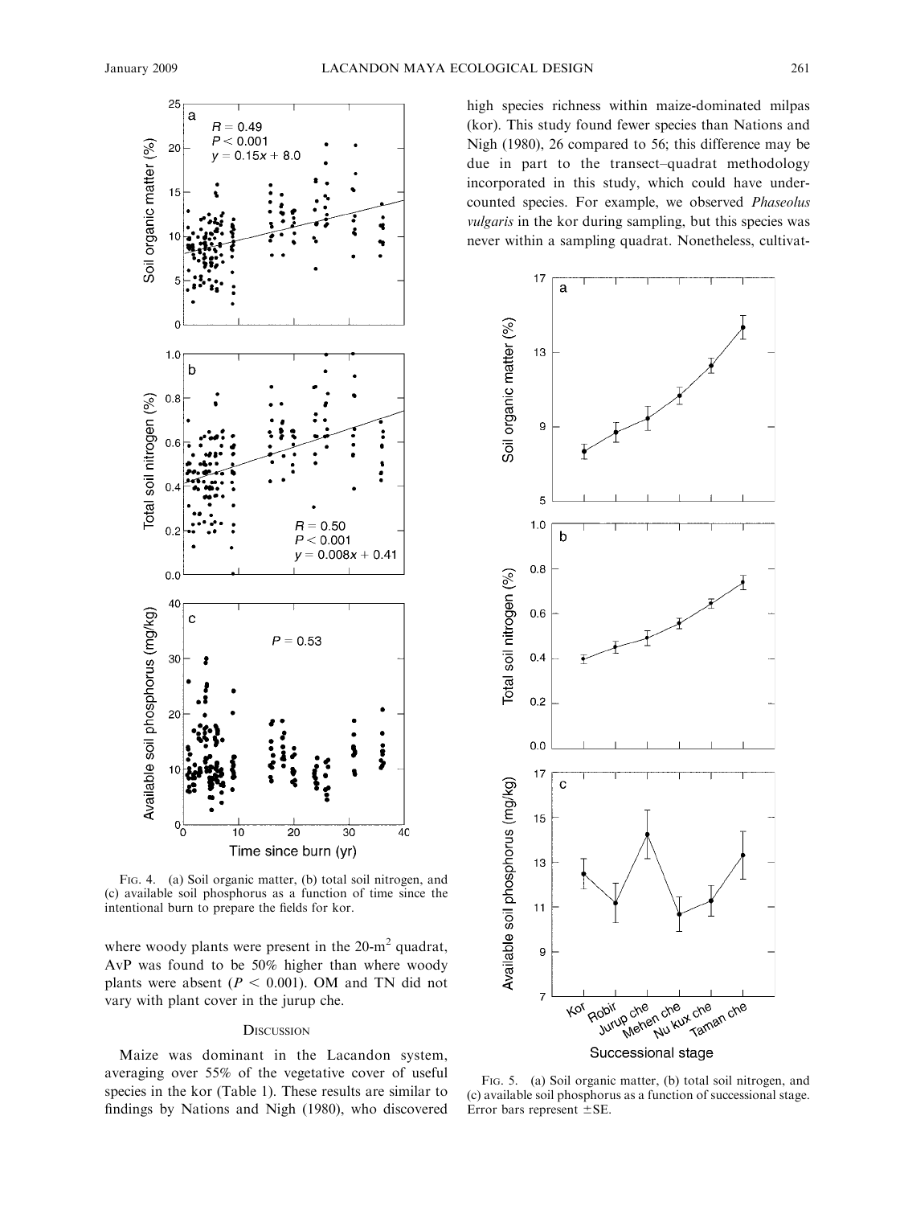FIG. 4. (a) Soil organic matter, (b) total soil nitrogen, and (c) available soil phosphorus as a function of time since the intentional burn to prepare the fields for kor.

where woody plants were present in the 20-m$^2$ quadrat, AvP was found to be 50% higher than where woody plants were absent ($P < 0.001$). OM and TN did not vary with plant cover in the jurup che.

## DISCUSSION

Maize was dominant in the Lacandon system, averaging over 55% of the vegetative cover of useful species in the kor (Table 1). These results are similar to findings by Nations and Nigh (1980), who discovered high species richness within maize-dominated milpas (kor). This study found fewer species than Nations and Nigh (1980), 26 compared to 56; this difference may be due in part to the transect–quadrat methodology incorporated in this study, which could have undercounted species. For example, we observed *Phaseolus vulgaris* in the kor during sampling, but this species was never within a sampling quadrat. Nonetheless, cultivat-

FIG. 5. (a) Soil organic matter, (b) total soil nitrogen, and (c) available soil phosphorus as a function of successional stage. Error bars represent ±SE.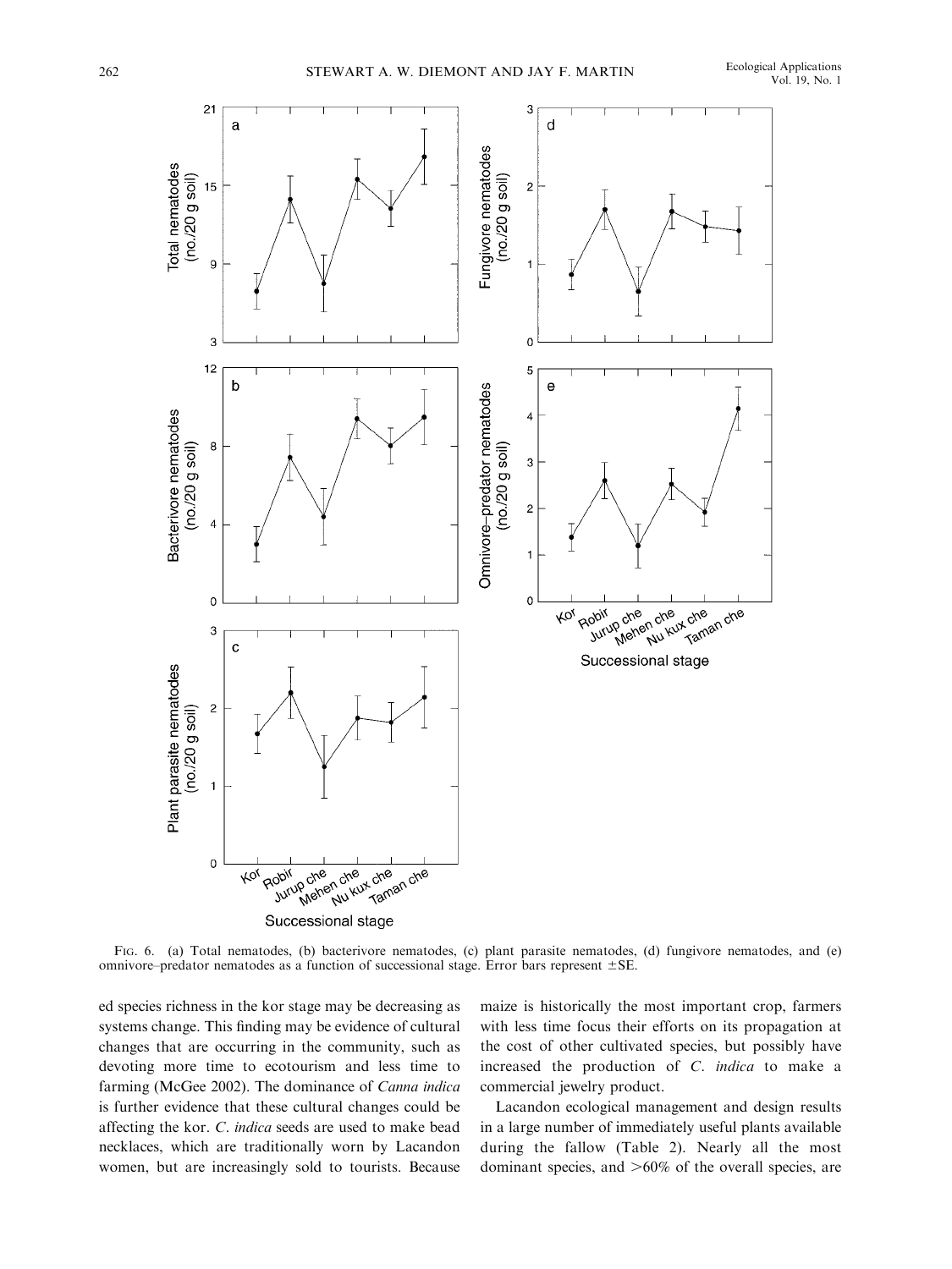FIG. 6. (a) Total nematodes, (b) bacterivore nematodes, (c) plant parasite nematodes, (d) fungivore nematodes, and (e) omnivore–predator nematodes as a function of successional stage. Error bars represent ±SE.

ed species richness in the kor stage may be decreasing as systems change. This finding may be evidence of cultural changes that are occurring in the community, such as devoting more time to ecotourism and less time to farming (McGee 2002). The dominance of *Canna indica* is further evidence that these cultural changes could be affecting the kor. *C. indica* seeds are used to make bead necklaces, which are traditionally worn by Lacandon women, but are increasingly sold to tourists. Because maize is historically the most important crop, farmers with less time focus their efforts on its propagation at the cost of other cultivated species, but possibly have increased the production of *C. indica* to make a commercial jewelry product.

Lacandon ecological management and design results in a large number of immediately useful plants available during the fallow (Table 2). Nearly all the most dominant species, and >60% of the overall species, are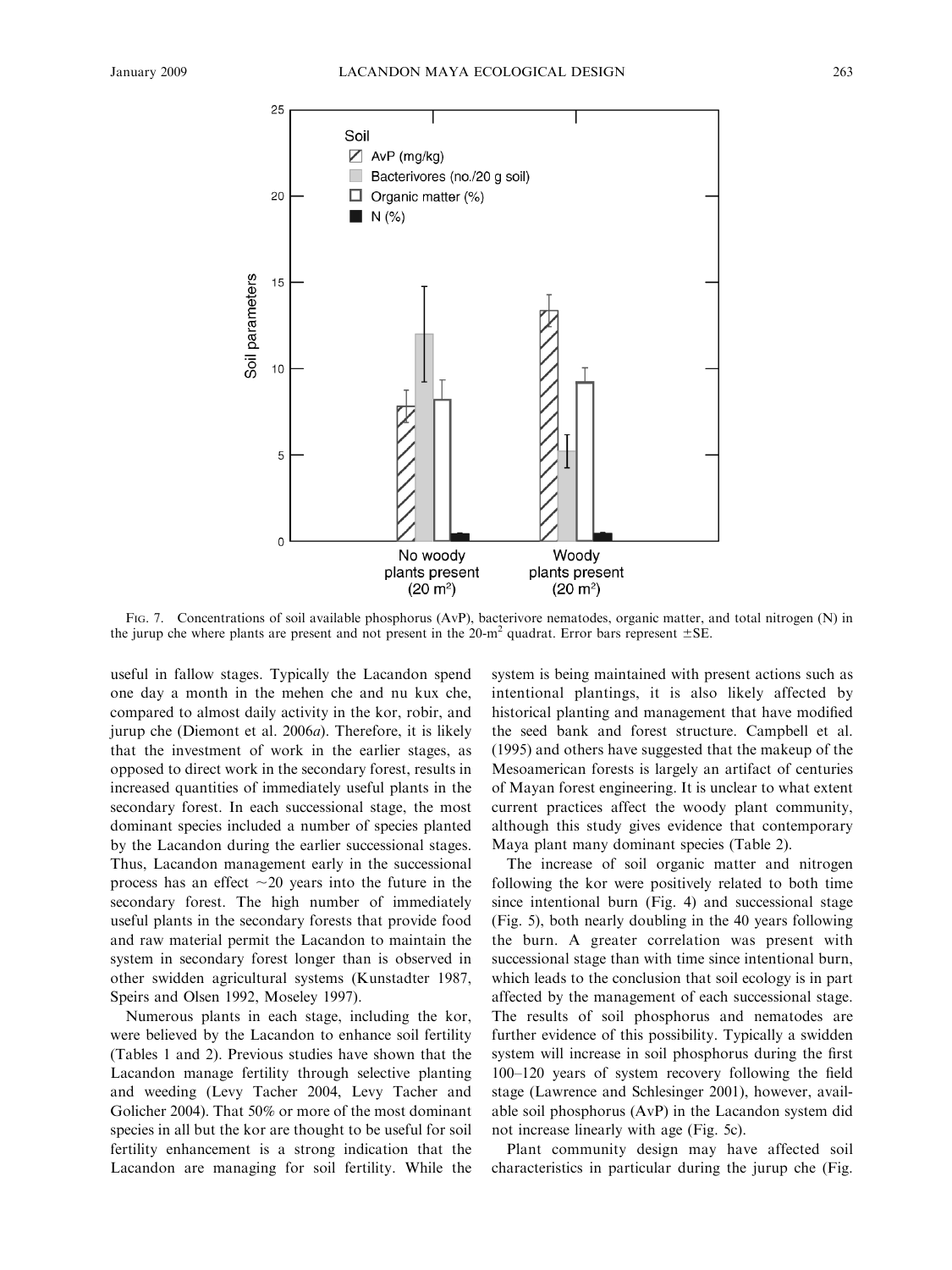FIG. 7. Concentrations of soil available phosphorus (AvP), bacterivore nematodes, organic matter, and total nitrogen (N) in the jurup che where plants are present and not present in the 20-m$^2$ quadrat. Error bars represent ±SE.

useful in fallow stages. Typically the Lacandon spend one day a month in the mehen che and nu kux che, compared to almost daily activity in the kor, robir, and jurup che (Diemont et al. 2006*a*). Therefore, it is likely that the investment of work in the earlier stages, as opposed to direct work in the secondary forest, results in increased quantities of immediately useful plants in the secondary forest. In each successional stage, the most dominant species included a number of species planted by the Lacandon during the earlier successional stages. Thus, Lacandon management early in the successional process has an effect ~20 years into the future in the secondary forest. The high number of immediately useful plants in the secondary forests that provide food and raw material permit the Lacandon to maintain the system in secondary forest longer than is observed in other swidden agricultural systems (Kunstadter 1987, Speirs and Olsen 1992, Moseley 1997).

Numerous plants in each stage, including the kor, were believed by the Lacandon to enhance soil fertility (Tables 1 and 2). Previous studies have shown that the Lacandon manage fertility through selective planting and weeding (Levy Tacher 2004, Levy Tacher and Golicher 2004). That 50% or more of the most dominant species in all but the kor are thought to be useful for soil fertility enhancement is a strong indication that the Lacandon are managing for soil fertility. While the system is being maintained with present actions such as intentional plantings, it is also likely affected by historical planting and management that have modified the seed bank and forest structure. Campbell et al. (1995) and others have suggested that the makeup of the Mesoamerican forests is largely an artifact of centuries of Mayan forest engineering. It is unclear to what extent current practices affect the woody plant community, although this study gives evidence that contemporary Maya plant many dominant species (Table 2).

The increase of soil organic matter and nitrogen following the kor were positively related to both time since intentional burn (Fig. 4) and successional stage (Fig. 5), both nearly doubling in the 40 years following the burn. A greater correlation was present with successional stage than with time since intentional burn, which leads to the conclusion that soil ecology is in part affected by the management of each successional stage. The results of soil phosphorus and nematodes are further evidence of this possibility. Typically a swidden system will increase in soil phosphorus during the first 100–120 years of system recovery following the field stage (Lawrence and Schlesinger 2001), however, available soil phosphorus (AvP) in the Lacandon system did not increase linearly with age (Fig. 5c).

Plant community design may have affected soil characteristics in particular during the jurup che (Fig.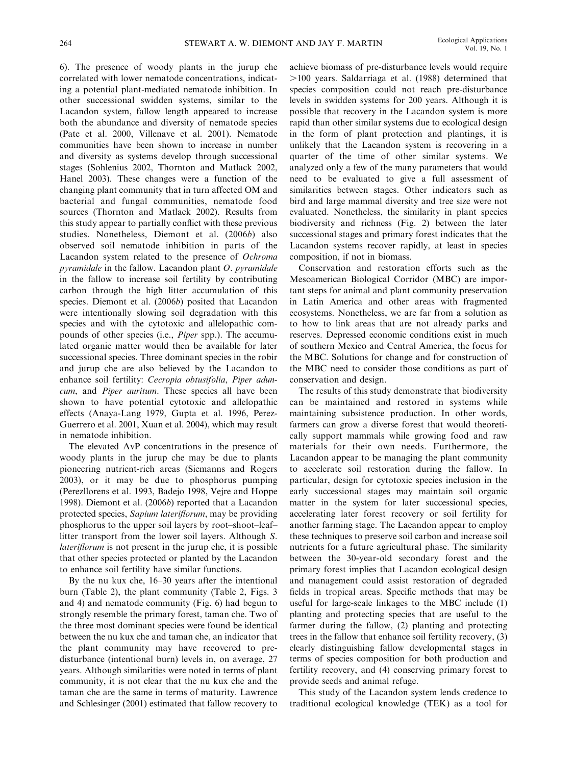6). The presence of woody plants in the jurup che correlated with lower nematode concentrations, indicating a potential plant-mediated nematode inhibition. In other successional swidden systems, similar to the Lacandon system, fallow length appeared to increase both the abundance and diversity of nematode species (Pate et al. 2000, Villenave et al. 2001). Nematode communities have been shown to increase in number and diversity as systems develop through successional stages (Sohlenius 2002, Thornton and Matlack 2002, Hanel 2003). These changes were a function of the changing plant community that in turn affected OM and bacterial and fungal communities, nematode food sources (Thornton and Matlack 2002). Results from this study appear to partially conflict with these previous studies. Nonetheless, Diemont et al. (2006*b*) also observed soil nematode inhibition in parts of the Lacandon system related to the presence of *Ochroma pyramidale* in the fallow. Lacandon plant *O. pyramidale* in the fallow to increase soil fertility by contributing carbon through the high litter accumulation of this species. Diemont et al. (2006*b*) posited that Lacandon were intentionally slowing soil degradation with this species and with the cytotoxic and allelopathic compounds of other species (i.e., *Piper* spp.). The accumulated organic matter would then be available for later successional species. Three dominant species in the robir and jurup che are also believed by the Lacandon to enhance soil fertility: *Cecropia obtusifolia*, *Piper aduncum*, and *Piper auritum*. These species all have been shown to have potential cytotoxic and allelopathic effects (Anaya-Lang 1979, Gupta et al. 1996, Perez-Guerrero et al. 2001, Xuan et al. 2004), which may result in nematode inhibition.

The elevated AvP concentrations in the presence of woody plants in the jurup che may be due to plants pioneering nutrient-rich areas (Siemanns and Rogers 2003), or it may be due to phosphorus pumping (Perezllorens et al. 1993, Badejo 1998, Vejre and Hoppe 1998). Diemont et al. (2006*b*) reported that a Lacandon protected species, *Sapium lateriflorum*, may be providing phosphorus to the upper soil layers by root–shoot–leaf–litter transport from the lower soil layers. Although *S. lateriflorum* is not present in the jurup che, it is possible that other species protected or planted by the Lacandon to enhance soil fertility have similar functions.

By the nu kux che, 16–30 years after the intentional burn (Table 2), the plant community (Table 2, Figs. 3 and 4) and nematode community (Fig. 6) had begun to strongly resemble the primary forest, taman che. Two of the three most dominant species were found be identical between the nu kux che and taman che, an indicator that the plant community may have recovered to pre-disturbance (intentional burn) levels in, on average, 27 years. Although similarities were noted in terms of plant community, it is not clear that the nu kux che and the taman che are the same in terms of maturity. Lawrence and Schlesinger (2001) estimated that fallow recovery to achieve biomass of pre-disturbance levels would require >100 years. Saldarriaga et al. (1988) determined that species composition could not reach pre-disturbance levels in swidden systems for 200 years. Although it is possible that recovery in the Lacandon system is more rapid than other similar systems due to ecological design in the form of plant protection and plantings, it is unlikely that the Lacandon system is recovering in a quarter of the time of other similar systems. We analyzed only a few of the many parameters that would need to be evaluated to give a full assessment of similarities between stages. Other indicators such as bird and large mammal diversity and tree size were not evaluated. Nonetheless, the similarity in plant species biodiversity and richness (Fig. 2) between the later successional stages and primary forest indicates that the Lacandon systems recover rapidly, at least in species composition, if not in biomass.

Conservation and restoration efforts such as the Mesoamerican Biological Corridor (MBC) are important steps for animal and plant community preservation in Latin America and other areas with fragmented ecosystems. Nonetheless, we are far from a solution as to how to link areas that are not already parks and reserves. Depressed economic conditions exist in much of southern Mexico and Central America, the focus for the MBC. Solutions for change and for construction of the MBC need to consider those conditions as part of conservation and design.

The results of this study demonstrate that biodiversity can be maintained and restored in systems while maintaining subsistence production. In other words, farmers can grow a diverse forest that would theoretically support mammals while growing food and raw materials for their own needs. Furthermore, the Lacandon appear to be managing the plant community to accelerate soil restoration during the fallow. In particular, design for cytotoxic species inclusion in the early successional stages may maintain soil organic matter in the system for later successional species, accelerating later forest recovery or soil fertility for another farming stage. The Lacandon appear to employ these techniques to preserve soil carbon and increase soil nutrients for a future agricultural phase. The similarity between the 30-year-old secondary forest and the primary forest implies that Lacandon ecological design and management could assist restoration of degraded fields in tropical areas. Specific methods that may be useful for large-scale linkages to the MBC include (1) planting and protecting species that are useful to the farmer during the fallow, (2) planting and protecting trees in the fallow that enhance soil fertility recovery, (3) clearly distinguishing fallow developmental stages in terms of species composition for both production and fertility recovery, and (4) conserving primary forest to provide seeds and animal refuge.

This study of the Lacandon system lends credence to traditional ecological knowledge (TEK) as a tool for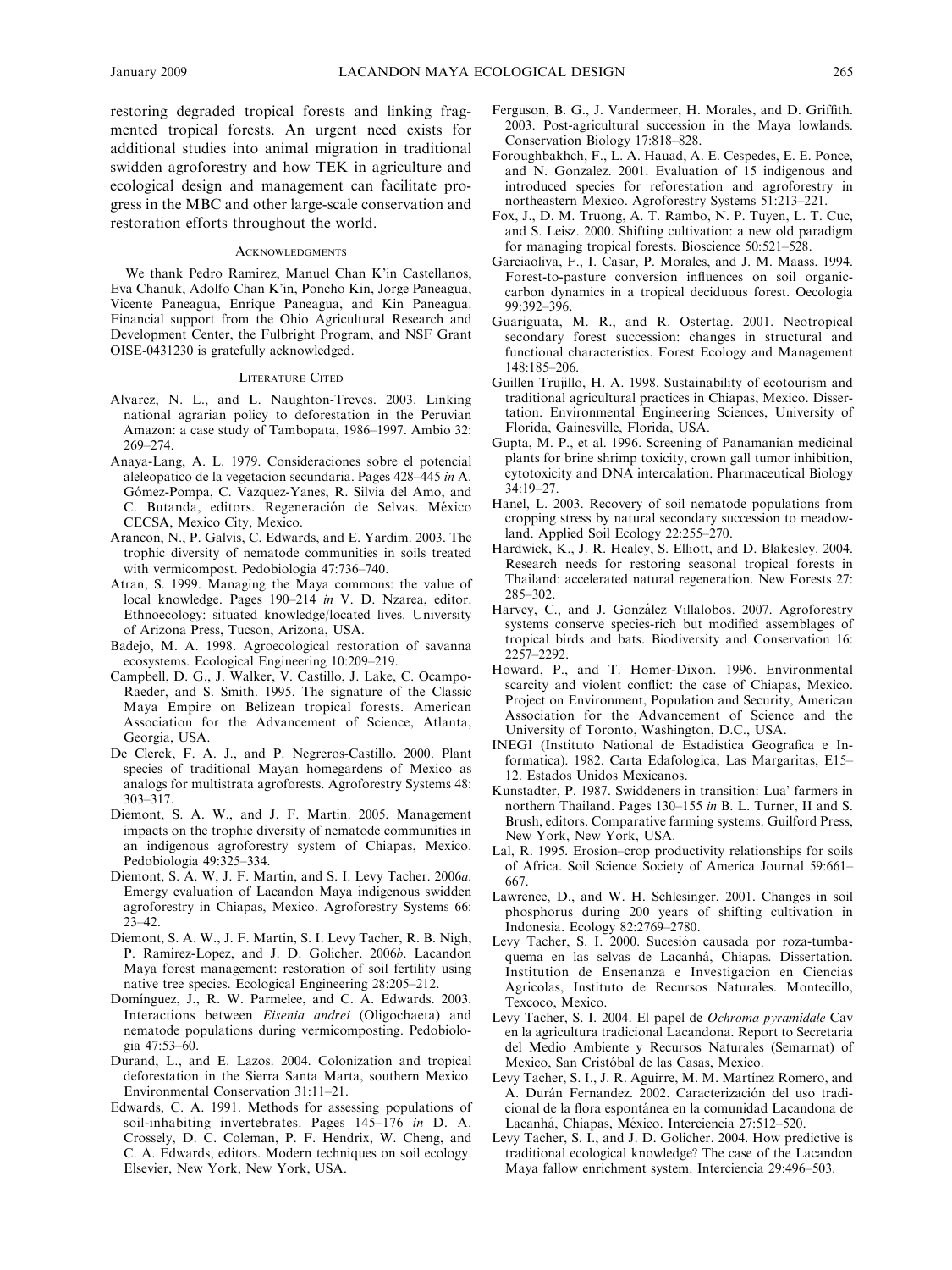restoring degraded tropical forests and linking fragmented tropical forests. An urgent need exists for additional studies into animal migration in traditional swidden agroforestry and how TEK in agriculture and ecological design and management can facilitate progress in the MBC and other large-scale conservation and restoration efforts throughout the world.

## Acknowledgments

We thank Pedro Ramirez, Manuel Chan K'in Castellanos, Eva Chanuk, Adolfo Chan K'in, Poncho Kin, Jorge Paneagua, Vicente Paneagua, Enrique Paneagua, and Kin Paneagua. Financial support from the Ohio Agricultural Research and Development Center, the Fulbright Program, and NSF Grant OISE-0431230 is gratefully acknowledged.

## Literature Cited

Alvarez, N. L., and L. Naughton-Treves. 2003. Linking national agrarian policy to deforestation in the Peruvian Amazon: a case study of Tambopata, 1986–1997. Ambio 32: 269–274.

Anaya-Lang, A. L. 1979. Consideraciones sobre el potencial aleleopatico de la vegetacion secundaria. Pages 428–445 *in* A. Gómez-Pompa, C. Vazquez-Yanes, R. Silvia del Amo, and C. Butanda, editors. Regeneración de Selvas. México CECSA, Mexico City, Mexico.

Arancon, N., P. Galvis, C. Edwards, and E. Yardim. 2003. The trophic diversity of nematode communities in soils treated with vermicompost. Pedobiologia 47:736–740.

Atran, S. 1999. Managing the Maya commons: the value of local knowledge. Pages 190–214 *in* V. D. Nzarea, editor. Ethnoecology: situated knowledge/located lives. University of Arizona Press, Tucson, Arizona, USA.

Badejo, M. A. 1998. Agroecological restoration of savanna ecosystems. Ecological Engineering 10:209–219.

Campbell, D. G., J. Walker, V. Castillo, J. Lake, C. Ocampo-Raeder, and S. Smith. 1995. The signature of the Classic Maya Empire on Belizean tropical forests. American Association for the Advancement of Science, Atlanta, Georgia, USA.

De Clerck, F. A. J., and P. Negreros-Castillo. 2000. Plant species of traditional Mayan homegardens of Mexico as analogs for multistrata agroforests. Agroforestry Systems 48: 303–317.

Diemont, S. A. W., and J. F. Martin. 2005. Management impacts on the trophic diversity of nematode communities in an indigenous agroforestry system of Chiapas, Mexico. Pedobiologia 49:325–334.

Diemont, S. A. W, J. F. Martin, and S. I. Levy Tacher. 2006*a*. Emergy evaluation of Lacandon Maya indigenous swidden agroforestry in Chiapas, Mexico. Agroforestry Systems 66: 23–42.

Diemont, S. A. W., J. F. Martin, S. I. Levy Tacher, R. B. Nigh, P. Ramirez-Lopez, and J. D. Golicher. 2006*b*. Lacandon Maya forest management: restoration of soil fertility using native tree species. Ecological Engineering 28:205–212.

Domínguez, J., R. W. Parmelee, and C. A. Edwards. 2003. Interactions between *Eisenia andrei* (Oligochaeta) and nematode populations during vermicomposting. Pedobiologia 47:53–60.

Durand, L., and E. Lazos. 2004. Colonization and tropical deforestation in the Sierra Santa Marta, southern Mexico. Environmental Conservation 31:11–21.

Edwards, C. A. 1991. Methods for assessing populations of soil-inhabiting invertebrates. Pages 145–176 *in* D. A. Crossely, D. C. Coleman, P. F. Hendrix, W. Cheng, and C. A. Edwards, editors. Modern techniques on soil ecology. Elsevier, New York, New York, USA.

Ferguson, B. G., J. Vandermeer, H. Morales, and D. Griffith. 2003. Post-agricultural succession in the Maya lowlands. Conservation Biology 17:818–828.

Foroughbakhch, F., L. A. Hauad, A. E. Cespedes, E. E. Ponce, and N. Gonzalez. 2001. Evaluation of 15 indigenous and introduced species for reforestation and agroforestry in northeastern Mexico. Agroforestry Systems 51:213–221.

Fox, J., D. M. Truong, A. T. Rambo, N. P. Tuyen, L. T. Cuc, and S. Leisz. 2000. Shifting cultivation: a new old paradigm for managing tropical forests. Bioscience 50:521–528.

Garciaoliva, F., I. Casar, P. Morales, and J. M. Maass. 1994. Forest-to-pasture conversion influences on soil organic-carbon dynamics in a tropical deciduous forest. Oecologia 99:392–396.

Guariguata, M. R., and R. Ostertag. 2001. Neotropical secondary forest succession: changes in structural and functional characteristics. Forest Ecology and Management 148:185–206.

Guillen Trujillo, H. A. 1998. Sustainability of ecotourism and traditional agricultural practices in Chiapas, Mexico. Dissertation. Environmental Engineering Sciences, University of Florida, Gainesville, Florida, USA.

Gupta, M. P., et al. 1996. Screening of Panamanian medicinal plants for brine shrimp toxicity, crown gall tumor inhibition, cytotoxicity and DNA intercalation. Pharmaceutical Biology 34:19–27.

Hanel, L. 2003. Recovery of soil nematode populations from cropping stress by natural secondary succession to meadowland. Applied Soil Ecology 22:255–270.

Hardwick, K., J. R. Healey, S. Elliott, and D. Blakesley. 2004. Research needs for restoring seasonal tropical forests in Thailand: accelerated natural regeneration. New Forests 27: 285–302.

Harvey, C., and J. González Villalobos. 2007. Agroforestry systems conserve species-rich but modified assemblages of tropical birds and bats. Biodiversity and Conservation 16: 2257–2292.

Howard, P., and T. Homer-Dixon. 1996. Environmental scarcity and violent conflict: the case of Chiapas, Mexico. Project on Environment, Population and Security, American Association for the Advancement of Science and the University of Toronto, Washington, D.C., USA.

INEGI (Instituto National de Estadistica Geografica e Informatica). 1982. Carta Edafologica, Las Margaritas, E15–12. Estados Unidos Mexicanos.

Kunstadter, P. 1987. Swiddeners in transition: Lua' farmers in northern Thailand. Pages 130–155 *in* B. L. Turner, II and S. Brush, editors. Comparative farming systems. Guilford Press, New York, New York, USA.

Lal, R. 1995. Erosion–crop productivity relationships for soils of Africa. Soil Science Society of America Journal 59:661–667.

Lawrence, D., and W. H. Schlesinger. 2001. Changes in soil phosphorus during 200 years of shifting cultivation in Indonesia. Ecology 82:2769–2780.

Levy Tacher, S. I. 2000. Sucesión causada por roza-tumba-quema en las selvas de Lacanhá, Chiapas. Dissertation. Institution de Ensenanza e Investigacion en Ciencias Agricolas, Instituto de Recursos Naturales. Montecillo, Texcoco, Mexico.

Levy Tacher, S. I. 2004. El papel de *Ochroma pyramidale* Cav en la agricultura tradicional Lacandona. Report to Secretaria del Medio Ambiente y Recursos Naturales (Semarnat) of Mexico, San Cristóbal de las Casas, Mexico.

Levy Tacher, S. I., J. R. Aguirre, M. M. Martínez Romero, and A. Durán Fernandez. 2002. Caracterización del uso tradicional de la flora espontánea en la comunidad Lacandona de Lacanhá, Chiapas, México. Interciencia 27:512–520.

Levy Tacher, S. I., and J. D. Golicher. 2004. How predictive is traditional ecological knowledge? The case of the Lacandon Maya fallow enrichment system. Interciencia 29:496–503.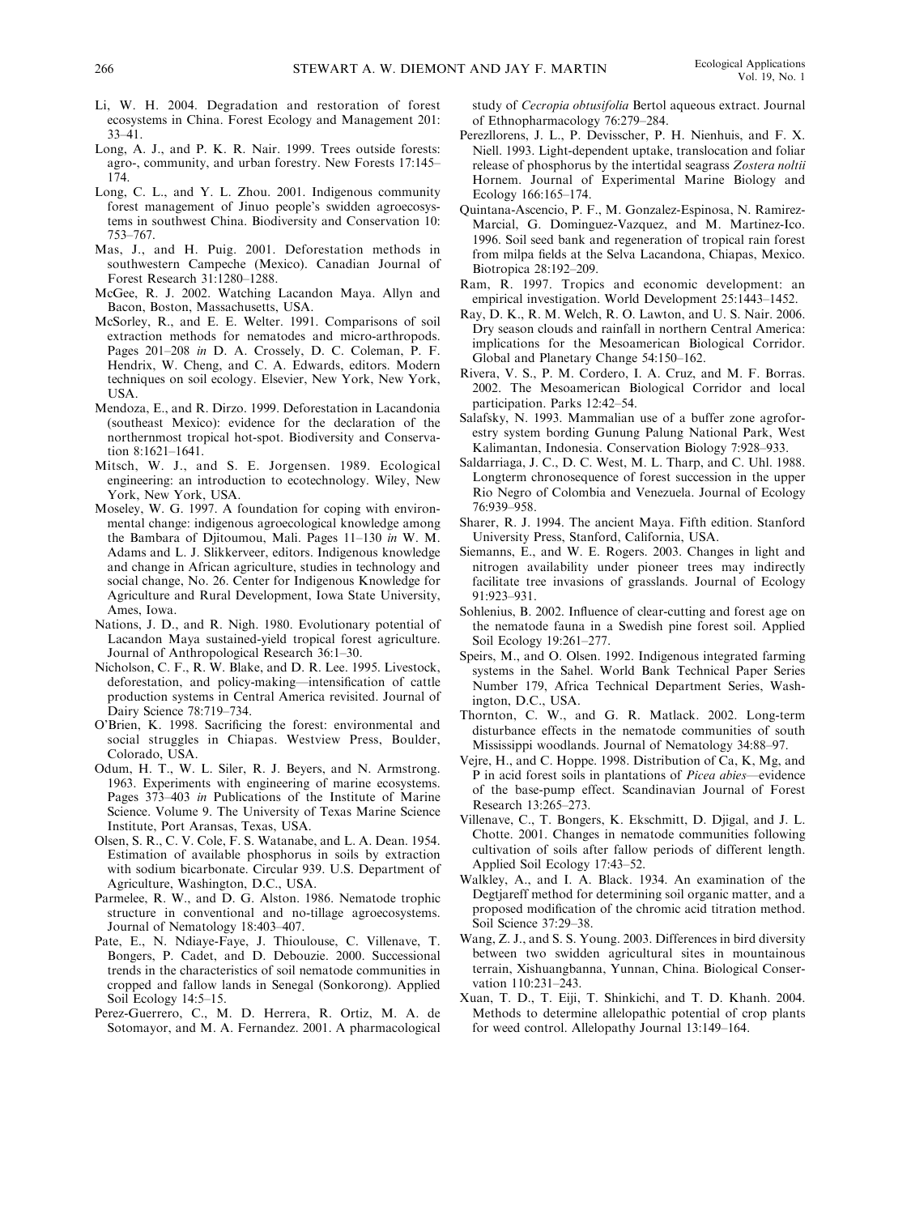Li, W. H. 2004. Degradation and restoration of forest ecosystems in China. Forest Ecology and Management 201: 33–41.

Long, A. J., and P. K. R. Nair. 1999. Trees outside forests: agro-, community, and urban forestry. New Forests 17:145–174.

Long, C. L., and Y. L. Zhou. 2001. Indigenous community forest management of Jinuo people's swidden agroecosystems in southwest China. Biodiversity and Conservation 10: 753–767.

Mas, J., and H. Puig. 2001. Deforestation methods in southwestern Campeche (Mexico). Canadian Journal of Forest Research 31:1280–1288.

McGee, R. J. 2002. Watching Lacandon Maya. Allyn and Bacon, Boston, Massachusetts, USA.

McSorley, R., and E. E. Welter. 1991. Comparisons of soil extraction methods for nematodes and micro-arthropods. Pages 201–208 *in* D. A. Crossely, D. C. Coleman, P. F. Hendrix, W. Cheng, and C. A. Edwards, editors. Modern techniques on soil ecology. Elsevier, New York, New York, USA.

Mendoza, E., and R. Dirzo. 1999. Deforestation in Lacandonia (southeast Mexico): evidence for the declaration of the northernmost tropical hot-spot. Biodiversity and Conservation 8:1621–1641.

Mitsch, W. J., and S. E. Jorgensen. 1989. Ecological engineering: an introduction to ecotechnology. Wiley, New York, New York, USA.

Moseley, W. G. 1997. A foundation for coping with environmental change: indigenous agroecological knowledge among the Bambara of Djitoumou, Mali. Pages 11–130 *in* W. M. Adams and L. J. Slikkerveer, editors. Indigenous knowledge and change in African agriculture, studies in technology and social change, No. 26. Center for Indigenous Knowledge for Agriculture and Rural Development, Iowa State University, Ames, Iowa.

Nations, J. D., and R. Nigh. 1980. Evolutionary potential of Lacandon Maya sustained-yield tropical forest agriculture. Journal of Anthropological Research 36:1–30.

Nicholson, C. F., R. W. Blake, and D. R. Lee. 1995. Livestock, deforestation, and policy-making—intensification of cattle production systems in Central America revisited. Journal of Dairy Science 78:719–734.

O'Brien, K. 1998. Sacrificing the forest: environmental and social struggles in Chiapas. Westview Press, Boulder, Colorado, USA.

Odum, H. T., W. L. Siler, R. J. Beyers, and N. Armstrong. 1963. Experiments with engineering of marine ecosystems. Pages 373–403 *in* Publications of the Institute of Marine Science. Volume 9. The University of Texas Marine Science Institute, Port Aransas, Texas, USA.

Olsen, S. R., C. V. Cole, F. S. Watanabe, and L. A. Dean. 1954. Estimation of available phosphorus in soils by extraction with sodium bicarbonate. Circular 939. U.S. Department of Agriculture, Washington, D.C., USA.

Parmelee, R. W., and D. G. Alston. 1986. Nematode trophic structure in conventional and no-tillage agroecosystems. Journal of Nematology 18:403–407.

Pate, E., N. Ndiaye-Faye, J. Thioulouse, C. Villenave, T. Bongers, P. Cadet, and D. Debouzie. 2000. Successional trends in the characteristics of soil nematode communities in cropped and fallow lands in Senegal (Sonkorong). Applied Soil Ecology 14:5–15.

Perez-Guerrero, C., M. D. Herrera, R. Ortiz, M. A. de Sotomayor, and M. A. Fernandez. 2001. A pharmacological study of *Cecropia obtusifolia* Bertol aqueous extract. Journal of Ethnopharmacology 76:279–284.

Perezllorens, J. L., P. Devisscher, P. H. Nienhuis, and F. X. Niell. 1993. Light-dependent uptake, translocation and foliar release of phosphorus by the intertidal seagrass *Zostera noltii* Hornem. Journal of Experimental Marine Biology and Ecology 166:165–174.

Quintana-Ascencio, P. F., M. Gonzalez-Espinosa, N. Ramirez-Marcial, G. Dominguez-Vazquez, and M. Martinez-Ico. 1996. Soil seed bank and regeneration of tropical rain forest from milpa fields at the Selva Lacandona, Chiapas, Mexico. Biotropica 28:192–209.

Ram, R. 1997. Tropics and economic development: an empirical investigation. World Development 25:1443–1452.

Ray, D. K., R. M. Welch, R. O. Lawton, and U. S. Nair. 2006. Dry season clouds and rainfall in northern Central America: implications for the Mesoamerican Biological Corridor. Global and Planetary Change 54:150–162.

Rivera, V. S., P. M. Cordero, I. A. Cruz, and M. F. Borras. 2002. The Mesoamerican Biological Corridor and local participation. Parks 12:42–54.

Salafsky, N. 1993. Mammalian use of a buffer zone agroforestry system bording Gunung Palung National Park, West Kalimantan, Indonesia. Conservation Biology 7:928–933.

Saldarriaga, J. C., D. C. West, M. L. Tharp, and C. Uhl. 1988. Longterm chronosequence of forest succession in the upper Rio Negro of Colombia and Venezuela. Journal of Ecology 76:939–958.

Sharer, R. J. 1994. The ancient Maya. Fifth edition. Stanford University Press, Stanford, California, USA.

Siemanns, E., and W. E. Rogers. 2003. Changes in light and nitrogen availability under pioneer trees may indirectly facilitate tree invasions of grasslands. Journal of Ecology 91:923–931.

Sohlenius, B. 2002. Influence of clear-cutting and forest age on the nematode fauna in a Swedish pine forest soil. Applied Soil Ecology 19:261–277.

Speirs, M., and O. Olsen. 1992. Indigenous integrated farming systems in the Sahel. World Bank Technical Paper Series Number 179, Africa Technical Department Series, Washington, D.C., USA.

Thornton, C. W., and G. R. Matlack. 2002. Long-term disturbance effects in the nematode communities of south Mississippi woodlands. Journal of Nematology 34:88–97.

Vejre, H., and C. Hoppe. 1998. Distribution of Ca, K, Mg, and P in acid forest soils in plantations of *Picea abies*—evidence of the base-pump effect. Scandinavian Journal of Forest Research 13:265–273.

Villenave, C., T. Bongers, K. Ekschmitt, D. Djigal, and J. L. Chotte. 2001. Changes in nematode communities following cultivation of soils after fallow periods of different length. Applied Soil Ecology 17:43–52.

Walkley, A., and I. A. Black. 1934. An examination of the Degtjareff method for determining soil organic matter, and a proposed modification of the chromic acid titration method. Soil Science 37:29–38.

Wang, Z. J., and S. S. Young. 2003. Differences in bird diversity between two swidden agricultural sites in mountainous terrain, Xishuangbanna, Yunnan, China. Biological Conservation 110:231–243.

Xuan, T. D., T. Eiji, T. Shinkichi, and T. D. Khanh. 2004. Methods to determine allelopathic potential of crop plants for weed control. Allelopathy Journal 13:149–164.